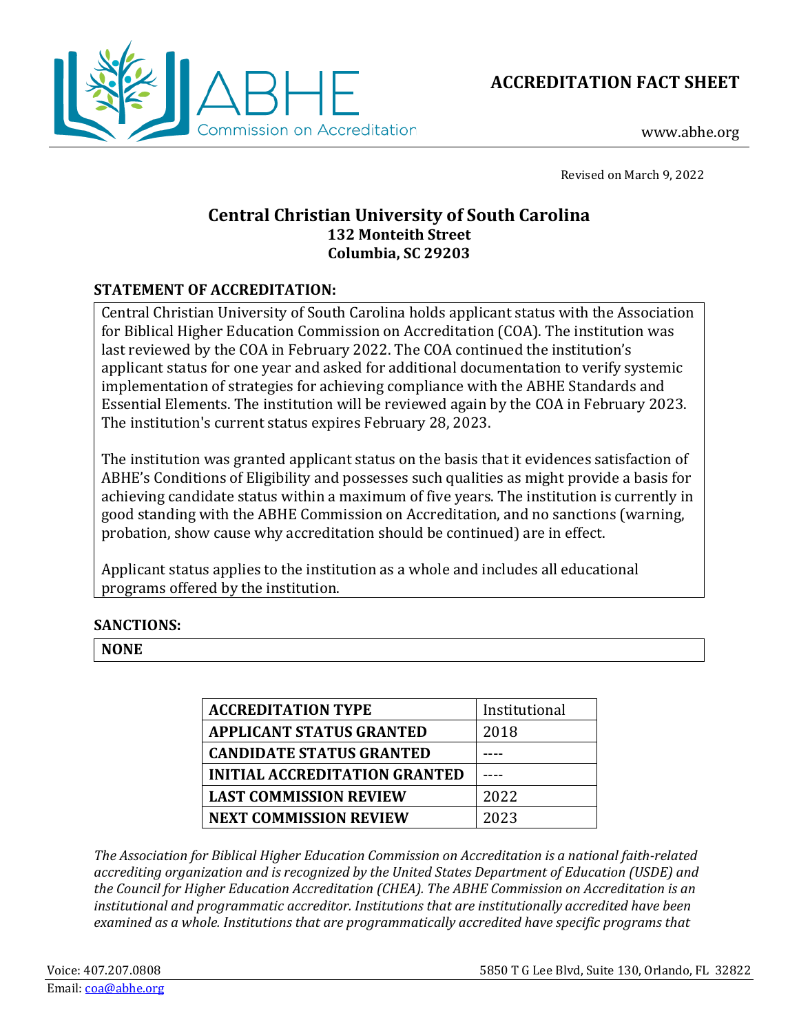# ACCREDITATION FACT SHEET

www.abhe.org

Revised on March 9, 2022

## Central Christian University of South Carolina
**132 Monteith Street**
**Columbia, SC 29203**

### STATEMENT OF ACCREDITATION:

Central Christian University of South Carolina holds applicant status with the Association for Biblical Higher Education Commission on Accreditation (COA). The institution was last reviewed by the COA in February 2022. The COA continued the institution's applicant status for one year and asked for additional documentation to verify systemic implementation of strategies for achieving compliance with the ABHE Standards and Essential Elements. The institution will be reviewed again by the COA in February 2023. The institution's current status expires February 28, 2023.

The institution was granted applicant status on the basis that it evidences satisfaction of ABHE's Conditions of Eligibility and possesses such qualities as might provide a basis for achieving candidate status within a maximum of five years. The institution is currently in good standing with the ABHE Commission on Accreditation, and no sanctions (warning, probation, show cause why accreditation should be continued) are in effect.

Applicant status applies to the institution as a whole and includes all educational programs offered by the institution.

### SANCTIONS:

**NONE**

| **ACCREDITATION TYPE** | Institutional |
|---|---|
| **APPLICANT STATUS GRANTED** | 2018 |
| **CANDIDATE STATUS GRANTED** | ---- |
| **INITIAL ACCREDITATION GRANTED** | ---- |
| **LAST COMMISSION REVIEW** | 2022 |
| **NEXT COMMISSION REVIEW** | 2023 |

*The Association for Biblical Higher Education Commission on Accreditation is a national faith-related accrediting organization and is recognized by the United States Department of Education (USDE) and the Council for Higher Education Accreditation (CHEA). The ABHE Commission on Accreditation is an institutional and programmatic accreditor. Institutions that are institutionally accredited have been examined as a whole. Institutions that are programmatically accredited have specific programs that*

Voice: 407.207.0808
Email: coa@abhe.org

5850 T G Lee Blvd, Suite 130, Orlando, FL 32822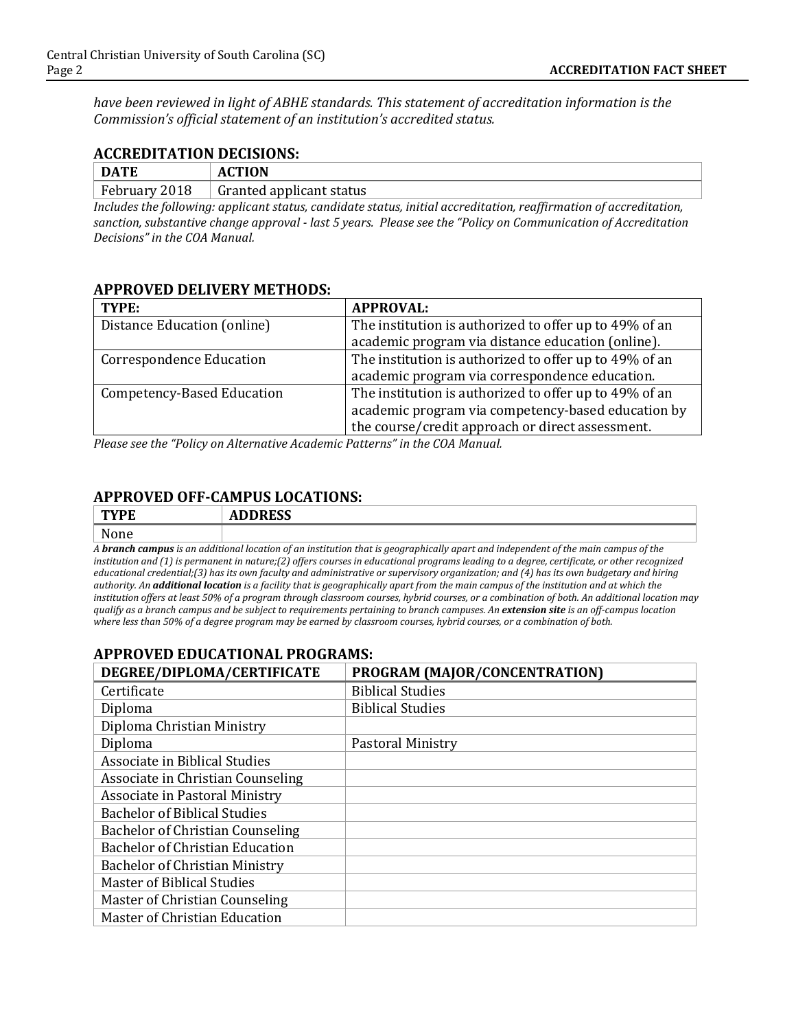*have been reviewed in light of ABHE standards. This statement of accreditation information is the Commission's official statement of an institution's accredited status.*

## ACCREDITATION DECISIONS:

| DATE | ACTION |
|---|---|
| February 2018 | Granted applicant status |

*Includes the following: applicant status, candidate status, initial accreditation, reaffirmation of accreditation, sanction, substantive change approval - last 5 years. Please see the "Policy on Communication of Accreditation Decisions" in the COA Manual.*

## APPROVED DELIVERY METHODS:

| TYPE: | APPROVAL: |
|---|---|
| Distance Education (online) | The institution is authorized to offer up to 49% of an academic program via distance education (online). |
| Correspondence Education | The institution is authorized to offer up to 49% of an academic program via correspondence education. |
| Competency-Based Education | The institution is authorized to offer up to 49% of an academic program via competency-based education by the course/credit approach or direct assessment. |

*Please see the "Policy on Alternative Academic Patterns" in the COA Manual.*

## APPROVED OFF-CAMPUS LOCATIONS:

| TYPE | ADDRESS |
|---|---|
| None | |

*A **branch campus** is an additional location of an institution that is geographically apart and independent of the main campus of the institution and (1) is permanent in nature;(2) offers courses in educational programs leading to a degree, certificate, or other recognized educational credential;(3) has its own faculty and administrative or supervisory organization; and (4) has its own budgetary and hiring authority. An **additional location** is a facility that is geographically apart from the main campus of the institution and at which the institution offers at least 50% of a program through classroom courses, hybrid courses, or a combination of both. An additional location may qualify as a branch campus and be subject to requirements pertaining to branch campuses. An **extension site** is an off-campus location where less than 50% of a degree program may be earned by classroom courses, hybrid courses, or a combination of both.*

## APPROVED EDUCATIONAL PROGRAMS:

| DEGREE/DIPLOMA/CERTIFICATE | PROGRAM (MAJOR/CONCENTRATION) |
|---|---|
| Certificate | Biblical Studies |
| Diploma | Biblical Studies |
| Diploma Christian Ministry | |
| Diploma | Pastoral Ministry |
| Associate in Biblical Studies | |
| Associate in Christian Counseling | |
| Associate in Pastoral Ministry | |
| Bachelor of Biblical Studies | |
| Bachelor of Christian Counseling | |
| Bachelor of Christian Education | |
| Bachelor of Christian Ministry | |
| Master of Biblical Studies | |
| Master of Christian Counseling | |
| Master of Christian Education | |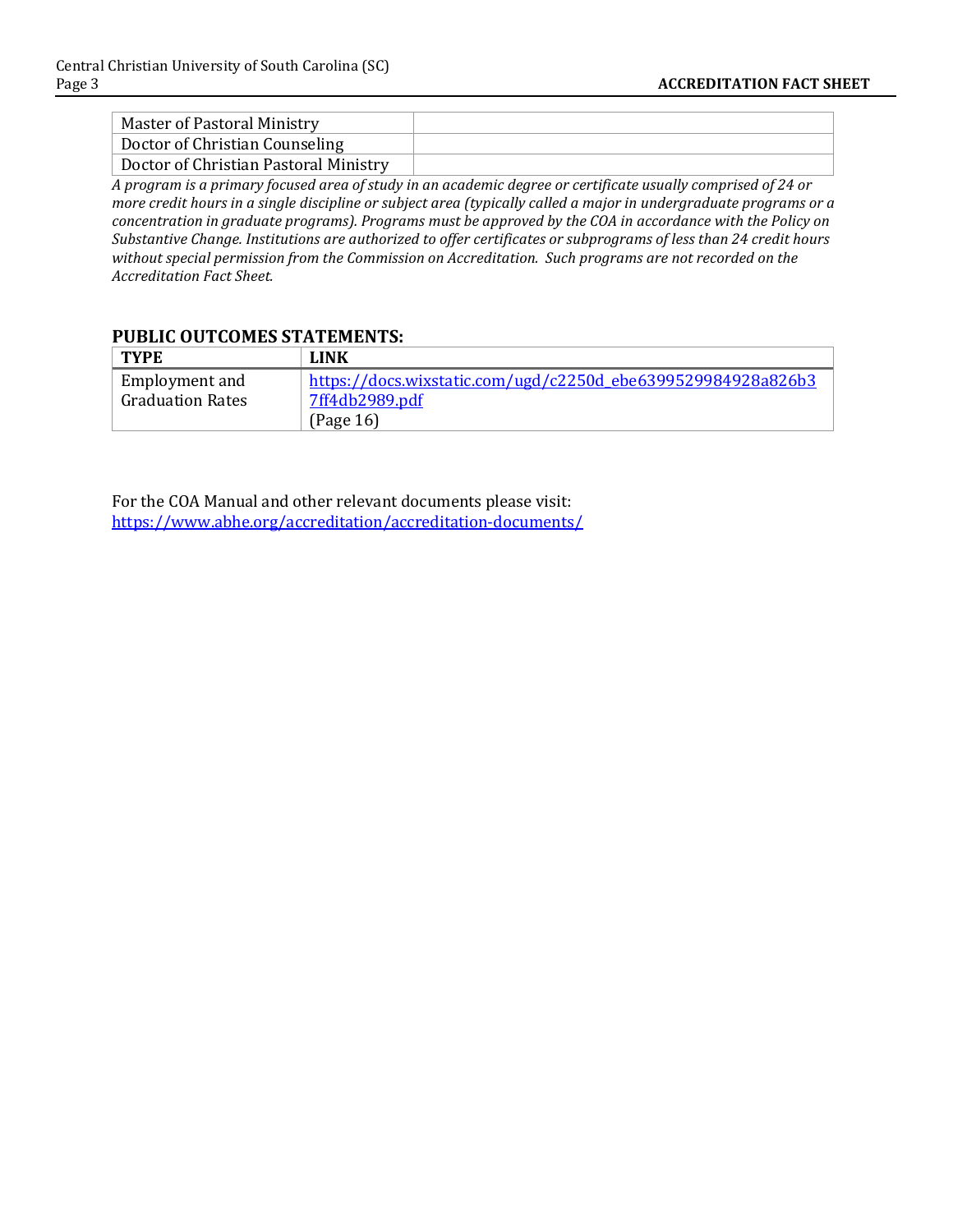| | |
|---|---|
| Master of Pastoral Ministry | |
| Doctor of Christian Counseling | |
| Doctor of Christian Pastoral Ministry | |

*A program is a primary focused area of study in an academic degree or certificate usually comprised of 24 or more credit hours in a single discipline or subject area (typically called a major in undergraduate programs or a concentration in graduate programs). Programs must be approved by the COA in accordance with the Policy on Substantive Change. Institutions are authorized to offer certificates or subprograms of less than 24 credit hours without special permission from the Commission on Accreditation. Such programs are not recorded on the Accreditation Fact Sheet.*

## PUBLIC OUTCOMES STATEMENTS:

| TYPE | LINK |
|---|---|
| Employment and Graduation Rates | https://docs.wixstatic.com/ugd/c2250d_ebe6399529984928a826b37ff4db2989.pdf (Page 16) |

For the COA Manual and other relevant documents please visit: https://www.abhe.org/accreditation/accreditation-documents/